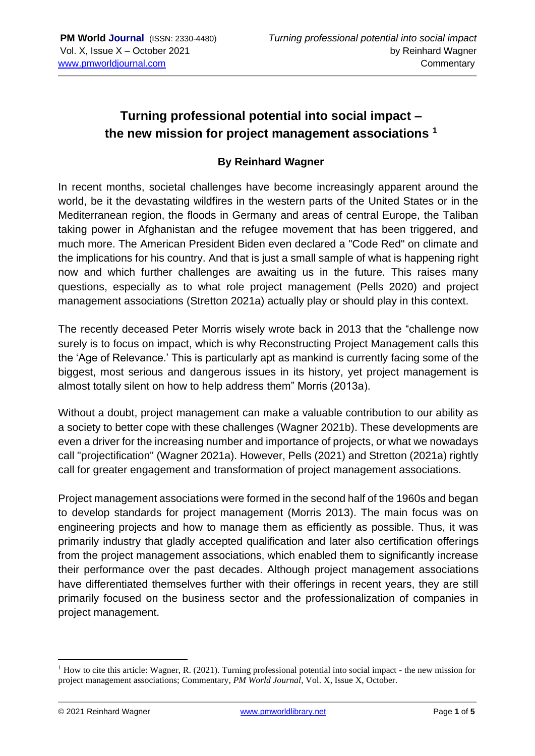# Turning professional potential into social impact – the new mission for project management associations [1]

**By Reinhard Wagner**

In recent months, societal challenges have become increasingly apparent around the world, be it the devastating wildfires in the western parts of the United States or in the Mediterranean region, the floods in Germany and areas of central Europe, the Taliban taking power in Afghanistan and the refugee movement that has been triggered, and much more. The American President Biden even declared a "Code Red" on climate and the implications for his country. And that is just a small sample of what is happening right now and which further challenges are awaiting us in the future. This raises many questions, especially as to what role project management (Pells 2020) and project management associations (Stretton 2021a) actually play or should play in this context.

The recently deceased Peter Morris wisely wrote back in 2013 that the "challenge now surely is to focus on impact, which is why Reconstructing Project Management calls this the 'Age of Relevance.' This is particularly apt as mankind is currently facing some of the biggest, most serious and dangerous issues in its history, yet project management is almost totally silent on how to help address them" Morris (2013a).

Without a doubt, project management can make a valuable contribution to our ability as a society to better cope with these challenges (Wagner 2021b). These developments are even a driver for the increasing number and importance of projects, or what we nowadays call "projectification" (Wagner 2021a). However, Pells (2021) and Stretton (2021a) rightly call for greater engagement and transformation of project management associations.

Project management associations were formed in the second half of the 1960s and began to develop standards for project management (Morris 2013). The main focus was on engineering projects and how to manage them as efficiently as possible. Thus, it was primarily industry that gladly accepted qualification and later also certification offerings from the project management associations, which enabled them to significantly increase their performance over the past decades. Although project management associations have differentiated themselves further with their offerings in recent years, they are still primarily focused on the business sector and the professionalization of companies in project management.

---

[1] How to cite this article: Wagner, R. (2021). Turning professional potential into social impact - the new mission for project management associations; Commentary, *PM World Journal*, Vol. X, Issue X, October.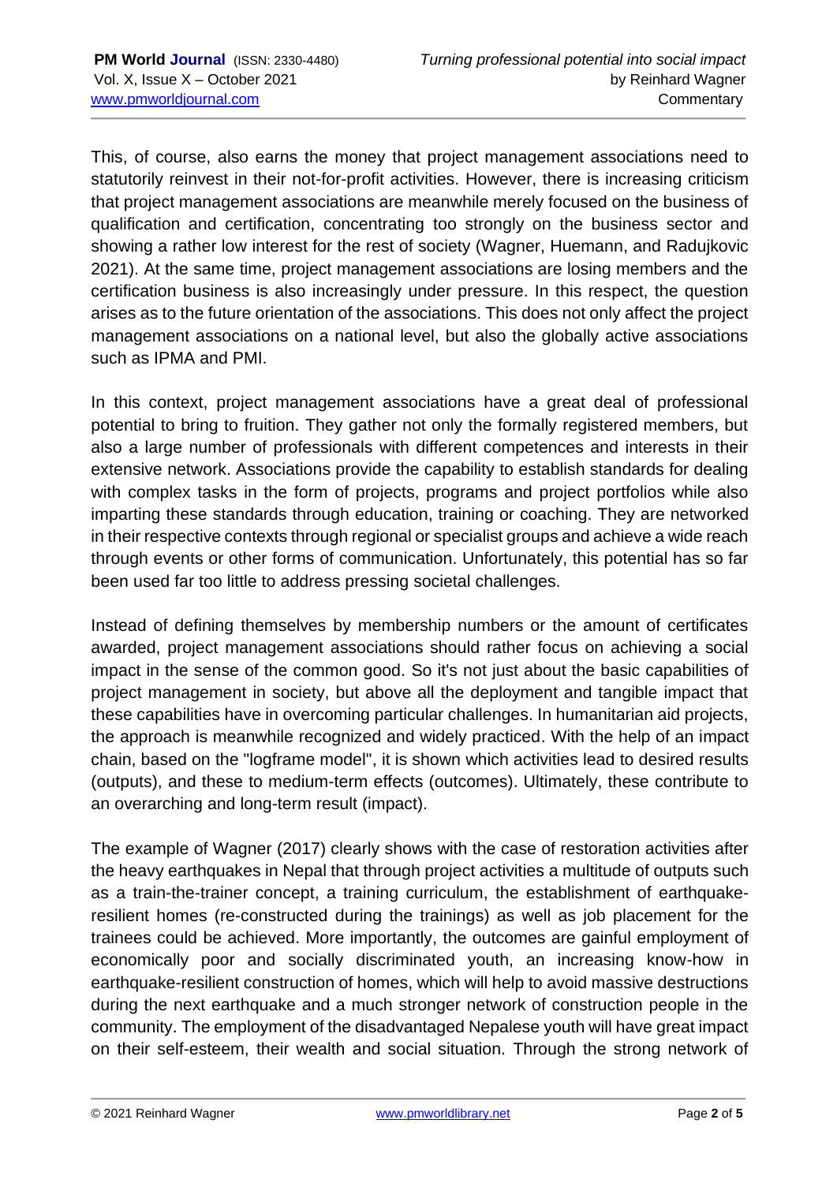This, of course, also earns the money that project management associations need to statutorily reinvest in their not-for-profit activities. However, there is increasing criticism that project management associations are meanwhile merely focused on the business of qualification and certification, concentrating too strongly on the business sector and showing a rather low interest for the rest of society (Wagner, Huemann, and Radujkovic 2021). At the same time, project management associations are losing members and the certification business is also increasingly under pressure. In this respect, the question arises as to the future orientation of the associations. This does not only affect the project management associations on a national level, but also the globally active associations such as IPMA and PMI.

In this context, project management associations have a great deal of professional potential to bring to fruition. They gather not only the formally registered members, but also a large number of professionals with different competences and interests in their extensive network. Associations provide the capability to establish standards for dealing with complex tasks in the form of projects, programs and project portfolios while also imparting these standards through education, training or coaching. They are networked in their respective contexts through regional or specialist groups and achieve a wide reach through events or other forms of communication. Unfortunately, this potential has so far been used far too little to address pressing societal challenges.

Instead of defining themselves by membership numbers or the amount of certificates awarded, project management associations should rather focus on achieving a social impact in the sense of the common good. So it's not just about the basic capabilities of project management in society, but above all the deployment and tangible impact that these capabilities have in overcoming particular challenges. In humanitarian aid projects, the approach is meanwhile recognized and widely practiced. With the help of an impact chain, based on the "logframe model", it is shown which activities lead to desired results (outputs), and these to medium-term effects (outcomes). Ultimately, these contribute to an overarching and long-term result (impact).

The example of Wagner (2017) clearly shows with the case of restoration activities after the heavy earthquakes in Nepal that through project activities a multitude of outputs such as a train-the-trainer concept, a training curriculum, the establishment of earthquake-resilient homes (re-constructed during the trainings) as well as job placement for the trainees could be achieved. More importantly, the outcomes are gainful employment of economically poor and socially discriminated youth, an increasing know-how in earthquake-resilient construction of homes, which will help to avoid massive destructions during the next earthquake and a much stronger network of construction people in the community. The employment of the disadvantaged Nepalese youth will have great impact on their self-esteem, their wealth and social situation. Through the strong network of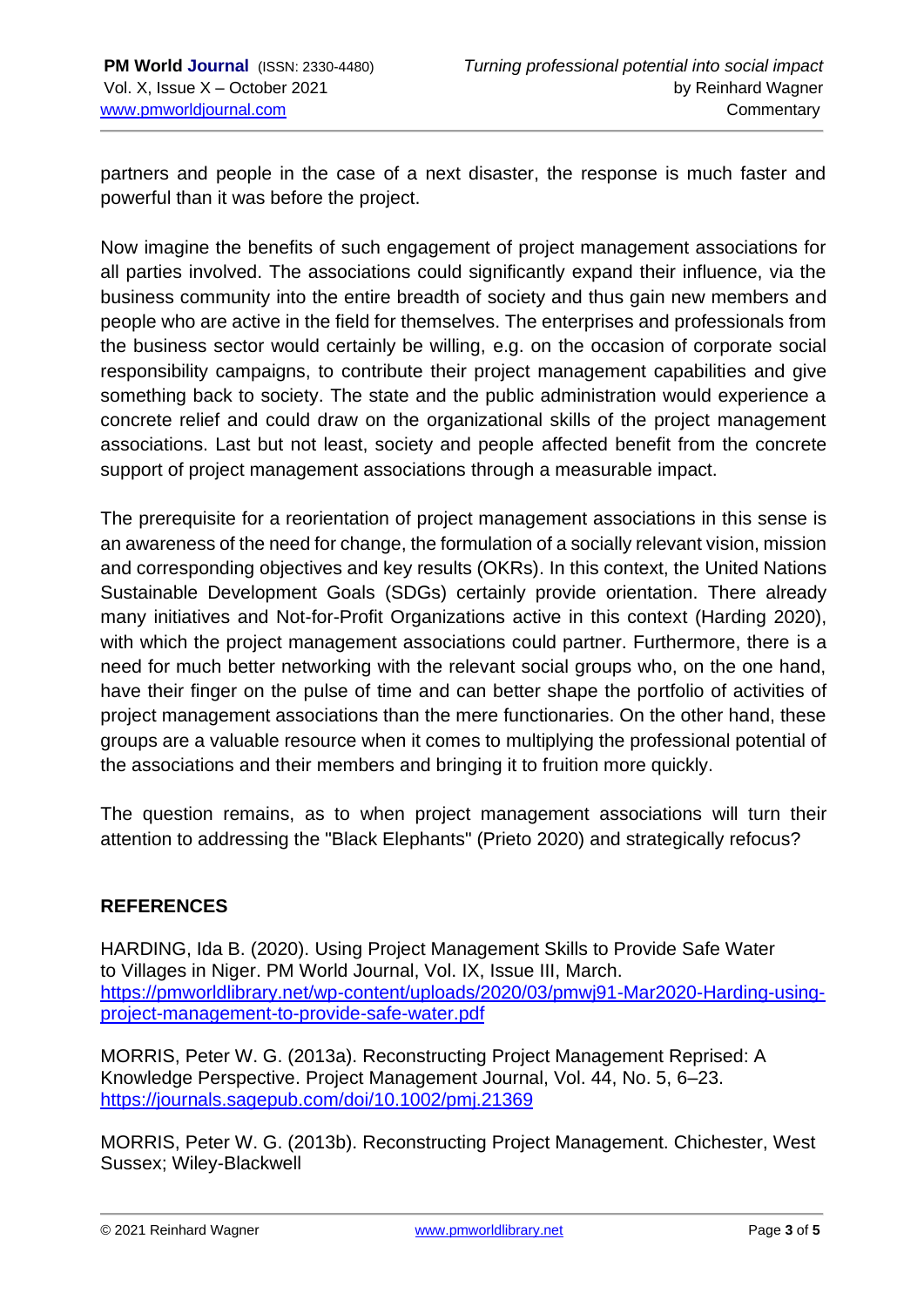partners and people in the case of a next disaster, the response is much faster and powerful than it was before the project.

Now imagine the benefits of such engagement of project management associations for all parties involved. The associations could significantly expand their influence, via the business community into the entire breadth of society and thus gain new members and people who are active in the field for themselves. The enterprises and professionals from the business sector would certainly be willing, e.g. on the occasion of corporate social responsibility campaigns, to contribute their project management capabilities and give something back to society. The state and the public administration would experience a concrete relief and could draw on the organizational skills of the project management associations. Last but not least, society and people affected benefit from the concrete support of project management associations through a measurable impact.

The prerequisite for a reorientation of project management associations in this sense is an awareness of the need for change, the formulation of a socially relevant vision, mission and corresponding objectives and key results (OKRs). In this context, the United Nations Sustainable Development Goals (SDGs) certainly provide orientation. There already many initiatives and Not-for-Profit Organizations active in this context (Harding 2020), with which the project management associations could partner. Furthermore, there is a need for much better networking with the relevant social groups who, on the one hand, have their finger on the pulse of time and can better shape the portfolio of activities of project management associations than the mere functionaries. On the other hand, these groups are a valuable resource when it comes to multiplying the professional potential of the associations and their members and bringing it to fruition more quickly.

The question remains, as to when project management associations will turn their attention to addressing the "Black Elephants" (Prieto 2020) and strategically refocus?

## REFERENCES

HARDING, Ida B. (2020). Using Project Management Skills to Provide Safe Water to Villages in Niger. PM World Journal, Vol. IX, Issue III, March. https://pmworldlibrary.net/wp-content/uploads/2020/03/pmwj91-Mar2020-Harding-using-project-management-to-provide-safe-water.pdf

MORRIS, Peter W. G. (2013a). Reconstructing Project Management Reprised: A Knowledge Perspective. Project Management Journal, Vol. 44, No. 5, 6–23. https://journals.sagepub.com/doi/10.1002/pmj.21369

MORRIS, Peter W. G. (2013b). Reconstructing Project Management. Chichester, West Sussex; Wiley-Blackwell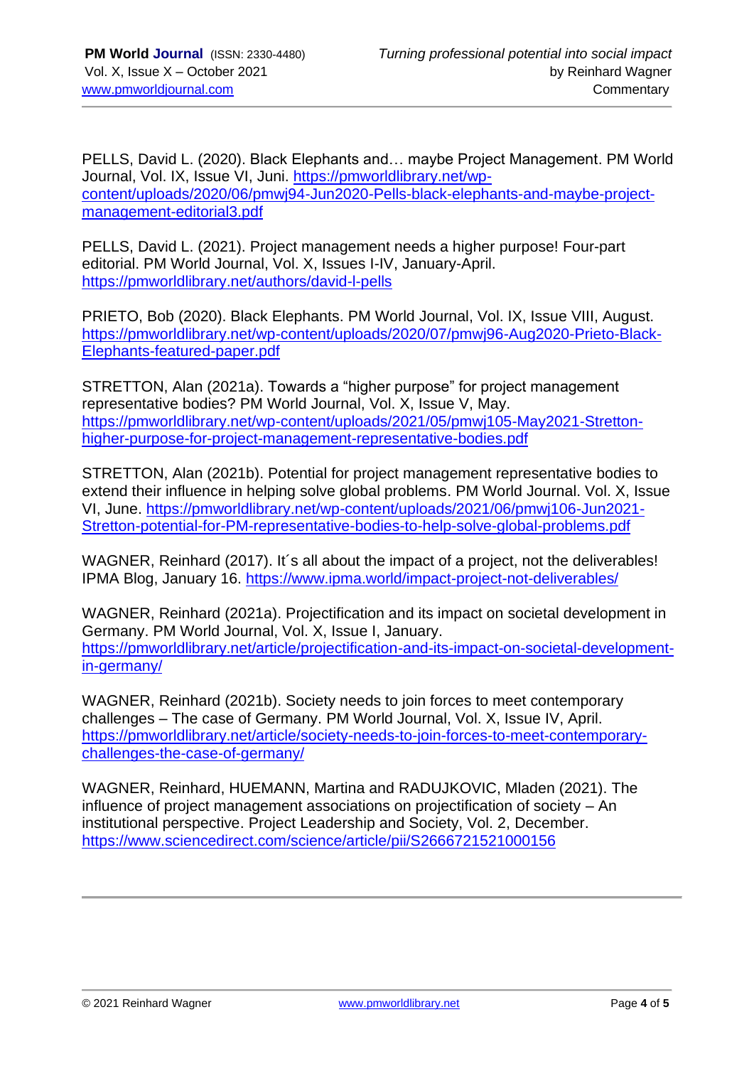PELLS, David L. (2020). Black Elephants and… maybe Project Management. PM World Journal, Vol. IX, Issue VI, Juni. https://pmworldlibrary.net/wp-content/uploads/2020/06/pmwj94-Jun2020-Pells-black-elephants-and-maybe-project-management-editorial3.pdf

PELLS, David L. (2021). Project management needs a higher purpose! Four-part editorial. PM World Journal, Vol. X, Issues I-IV, January-April. https://pmworldlibrary.net/authors/david-l-pells

PRIETO, Bob (2020). Black Elephants. PM World Journal, Vol. IX, Issue VIII, August. https://pmworldlibrary.net/wp-content/uploads/2020/07/pmwj96-Aug2020-Prieto-Black-Elephants-featured-paper.pdf

STRETTON, Alan (2021a). Towards a "higher purpose" for project management representative bodies? PM World Journal, Vol. X, Issue V, May. https://pmworldlibrary.net/wp-content/uploads/2021/05/pmwj105-May2021-Stretton-higher-purpose-for-project-management-representative-bodies.pdf

STRETTON, Alan (2021b). Potential for project management representative bodies to extend their influence in helping solve global problems. PM World Journal. Vol. X, Issue VI, June. https://pmworldlibrary.net/wp-content/uploads/2021/06/pmwj106-Jun2021-Stretton-potential-for-PM-representative-bodies-to-help-solve-global-problems.pdf

WAGNER, Reinhard (2017). It´s all about the impact of a project, not the deliverables! IPMA Blog, January 16. https://www.ipma.world/impact-project-not-deliverables/

WAGNER, Reinhard (2021a). Projectification and its impact on societal development in Germany. PM World Journal, Vol. X, Issue I, January. https://pmworldlibrary.net/article/projectification-and-its-impact-on-societal-development-in-germany/

WAGNER, Reinhard (2021b). Society needs to join forces to meet contemporary challenges – The case of Germany. PM World Journal, Vol. X, Issue IV, April. https://pmworldlibrary.net/article/society-needs-to-join-forces-to-meet-contemporary-challenges-the-case-of-germany/

WAGNER, Reinhard, HUEMANN, Martina and RADUJKOVIC, Mladen (2021). The influence of project management associations on projectification of society – An institutional perspective. Project Leadership and Society, Vol. 2, December. https://www.sciencedirect.com/science/article/pii/S2666721521000156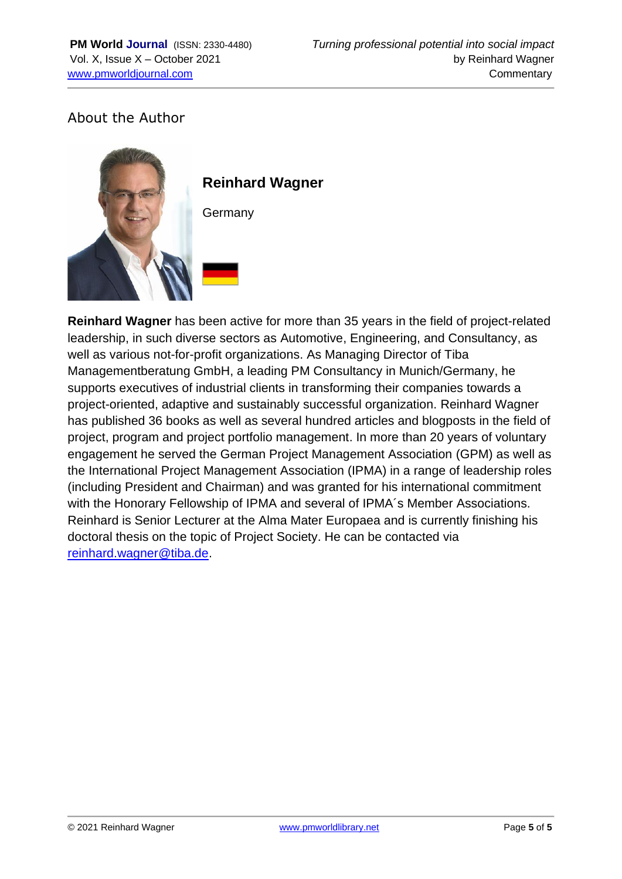## About the Author

### Reinhard Wagner

Germany

**Reinhard Wagner** has been active for more than 35 years in the field of project-related leadership, in such diverse sectors as Automotive, Engineering, and Consultancy, as well as various not-for-profit organizations. As Managing Director of Tiba Managementberatung GmbH, a leading PM Consultancy in Munich/Germany, he supports executives of industrial clients in transforming their companies towards a project-oriented, adaptive and sustainably successful organization. Reinhard Wagner has published 36 books as well as several hundred articles and blogposts in the field of project, program and project portfolio management. In more than 20 years of voluntary engagement he served the German Project Management Association (GPM) as well as the International Project Management Association (IPMA) in a range of leadership roles (including President and Chairman) and was granted for his international commitment with the Honorary Fellowship of IPMA and several of IPMA´s Member Associations. Reinhard is Senior Lecturer at the Alma Mater Europaea and is currently finishing his doctoral thesis on the topic of Project Society. He can be contacted via reinhard.wagner@tiba.de.